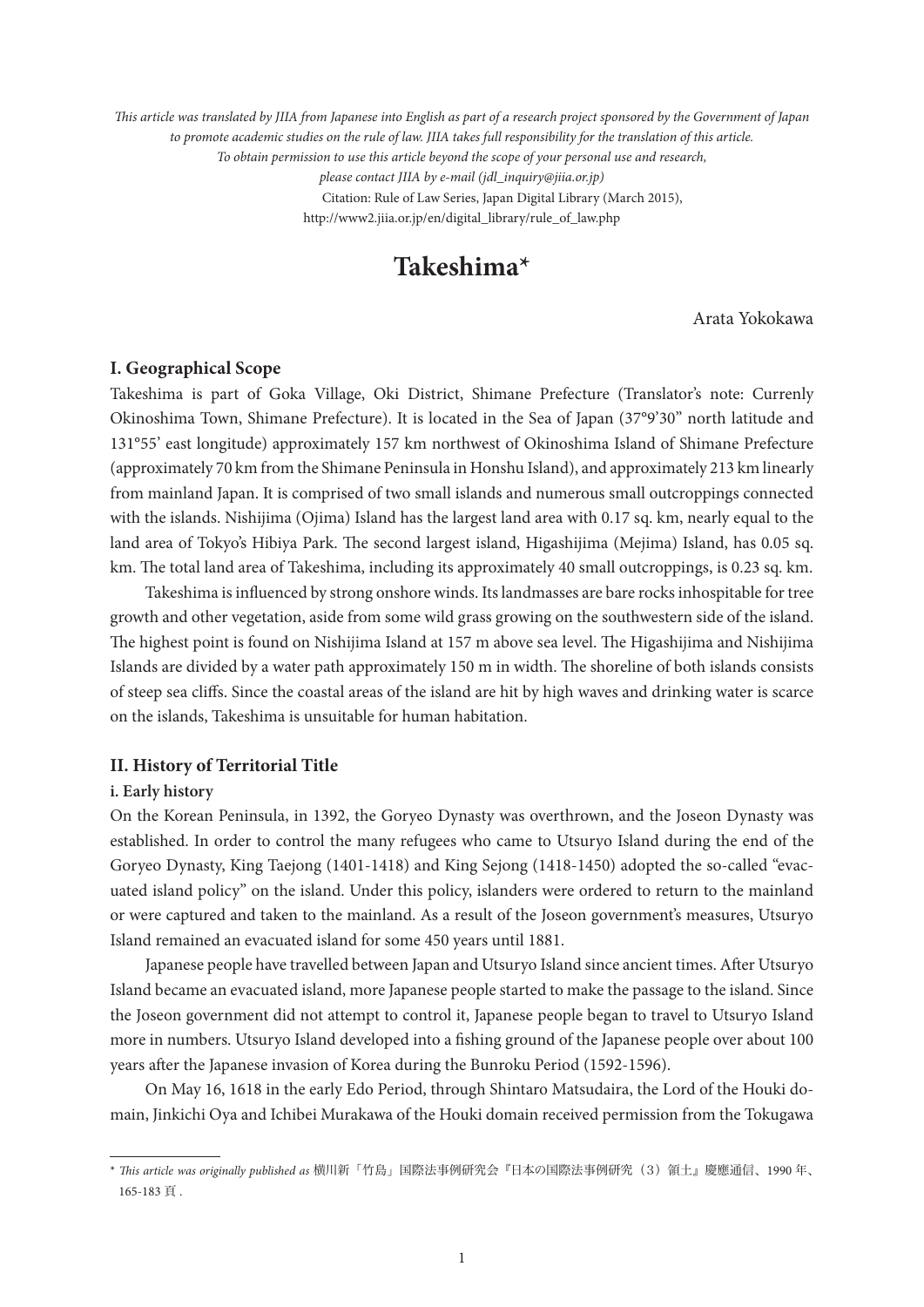*This article was translated by JIIA from Japanese into English as part of a research project sponsored by the Government of Japan to promote academic studies on the rule of law. JIIA takes full responsibility for the translation of this article. To obtain permission to use this article beyond the scope of your personal use and research, please contact JIIA by e-mail (jdl_inquiry@jiia.or.jp)*

Citation: Rule of Law Series, Japan Digital Library (March 2015), http://www2.jiia.or.jp/en/digital_library/rule_of_law.php

# Takeshima*

Arata Yokokawa

## I. Geographical Scope

Takeshima is part of Goka Village, Oki District, Shimane Prefecture (Translator's note: Currenly Okinoshima Town, Shimane Prefecture). It is located in the Sea of Japan (37°9'30" north latitude and 131°55' east longitude) approximately 157 km northwest of Okinoshima Island of Shimane Prefecture (approximately 70 km from the Shimane Peninsula in Honshu Island), and approximately 213 km linearly from mainland Japan. It is comprised of two small islands and numerous small outcroppings connected with the islands. Nishijima (Ojima) Island has the largest land area with 0.17 sq. km, nearly equal to the land area of Tokyo's Hibiya Park. The second largest island, Higashijima (Mejima) Island, has 0.05 sq. km. The total land area of Takeshima, including its approximately 40 small outcroppings, is 0.23 sq. km.

Takeshima is influenced by strong onshore winds. Its landmasses are bare rocks inhospitable for tree growth and other vegetation, aside from some wild grass growing on the southwestern side of the island. The highest point is found on Nishijima Island at 157 m above sea level. The Higashijima and Nishijima Islands are divided by a water path approximately 150 m in width. The shoreline of both islands consists of steep sea cliffs. Since the coastal areas of the island are hit by high waves and drinking water is scarce on the islands, Takeshima is unsuitable for human habitation.

## II. History of Territorial Title

### i. Early history

On the Korean Peninsula, in 1392, the Goryeo Dynasty was overthrown, and the Joseon Dynasty was established. In order to control the many refugees who came to Utsuryo Island during the end of the Goryeo Dynasty, King Taejong (1401-1418) and King Sejong (1418-1450) adopted the so-called "evacuated island policy" on the island. Under this policy, islanders were ordered to return to the mainland or were captured and taken to the mainland. As a result of the Joseon government's measures, Utsuryo Island remained an evacuated island for some 450 years until 1881.

Japanese people have travelled between Japan and Utsuryo Island since ancient times. After Utsuryo Island became an evacuated island, more Japanese people started to make the passage to the island. Since the Joseon government did not attempt to control it, Japanese people began to travel to Utsuryo Island more in numbers. Utsuryo Island developed into a fishing ground of the Japanese people over about 100 years after the Japanese invasion of Korea during the Bunroku Period (1592-1596).

On May 16, 1618 in the early Edo Period, through Shintaro Matsudaira, the Lord of the Houki domain, Jinkichi Oya and Ichibei Murakawa of the Houki domain received permission from the Tokugawa

---

\* *This article was originally published as* 横川新「竹島」国際法事例研究会『日本の国際法事例研究（3）領土』慶應通信、1990 年、165-183 頁 .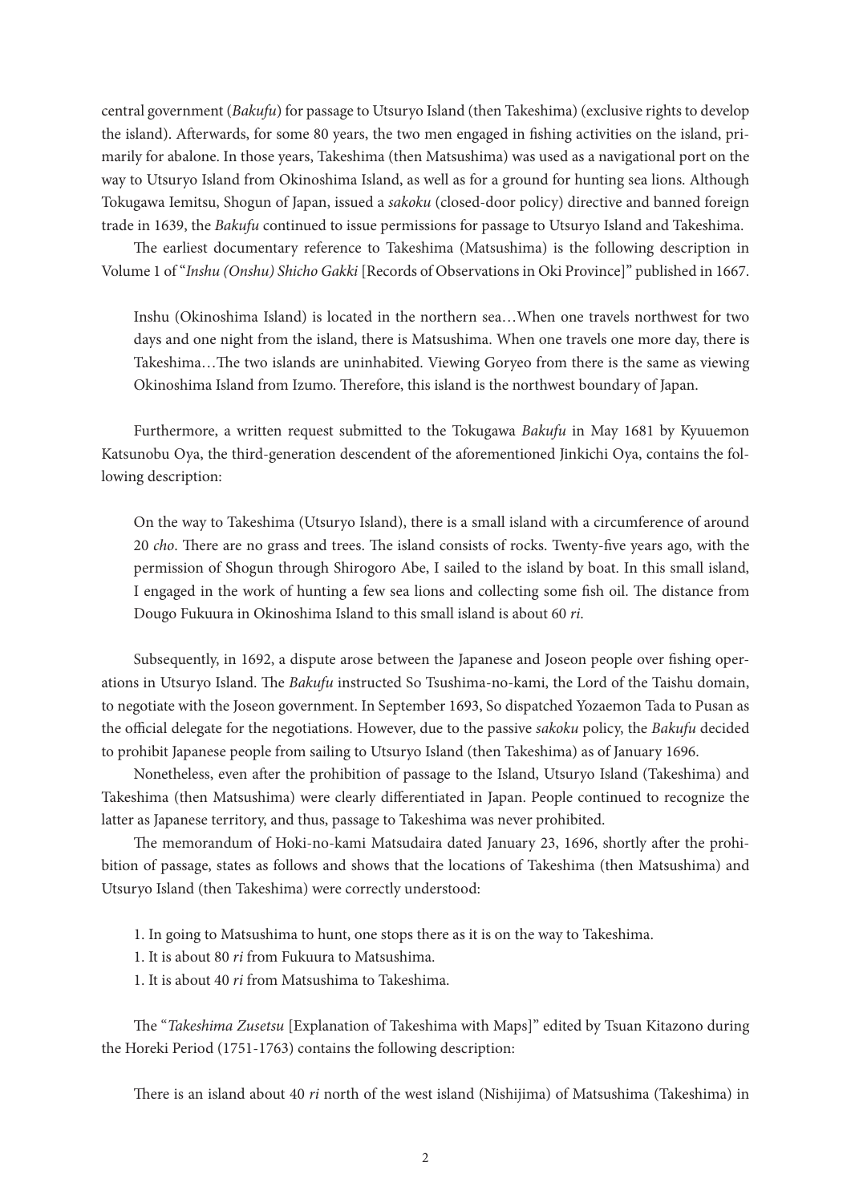central government (*Bakufu*) for passage to Utsuryo Island (then Takeshima) (exclusive rights to develop the island). Afterwards, for some 80 years, the two men engaged in fishing activities on the island, primarily for abalone. In those years, Takeshima (then Matsushima) was used as a navigational port on the way to Utsuryo Island from Okinoshima Island, as well as for a ground for hunting sea lions. Although Tokugawa Iemitsu, Shogun of Japan, issued a *sakoku* (closed-door policy) directive and banned foreign trade in 1639, the *Bakufu* continued to issue permissions for passage to Utsuryo Island and Takeshima.

The earliest documentary reference to Takeshima (Matsushima) is the following description in Volume 1 of "*Inshu (Onshu) Shicho Gakki* [Records of Observations in Oki Province]" published in 1667.

> Inshu (Okinoshima Island) is located in the northern sea…When one travels northwest for two days and one night from the island, there is Matsushima. When one travels one more day, there is Takeshima…The two islands are uninhabited. Viewing Goryeo from there is the same as viewing Okinoshima Island from Izumo. Therefore, this island is the northwest boundary of Japan.

Furthermore, a written request submitted to the Tokugawa *Bakufu* in May 1681 by Kyuuemon Katsunobu Oya, the third-generation descendent of the aforementioned Jinkichi Oya, contains the following description:

> On the way to Takeshima (Utsuryo Island), there is a small island with a circumference of around 20 *cho*. There are no grass and trees. The island consists of rocks. Twenty-five years ago, with the permission of Shogun through Shirogoro Abe, I sailed to the island by boat. In this small island, I engaged in the work of hunting a few sea lions and collecting some fish oil. The distance from Dougo Fukuura in Okinoshima Island to this small island is about 60 *ri*.

Subsequently, in 1692, a dispute arose between the Japanese and Joseon people over fishing operations in Utsuryo Island. The *Bakufu* instructed So Tsushima-no-kami, the Lord of the Taishu domain, to negotiate with the Joseon government. In September 1693, So dispatched Yozaemon Tada to Pusan as the official delegate for the negotiations. However, due to the passive *sakoku* policy, the *Bakufu* decided to prohibit Japanese people from sailing to Utsuryo Island (then Takeshima) as of January 1696.

Nonetheless, even after the prohibition of passage to the Island, Utsuryo Island (Takeshima) and Takeshima (then Matsushima) were clearly differentiated in Japan. People continued to recognize the latter as Japanese territory, and thus, passage to Takeshima was never prohibited.

The memorandum of Hoki-no-kami Matsudaira dated January 23, 1696, shortly after the prohibition of passage, states as follows and shows that the locations of Takeshima (then Matsushima) and Utsuryo Island (then Takeshima) were correctly understood:

> 1. In going to Matsushima to hunt, one stops there as it is on the way to Takeshima.
> 1. It is about 80 *ri* from Fukuura to Matsushima.
> 1. It is about 40 *ri* from Matsushima to Takeshima.

The "*Takeshima Zusetsu* [Explanation of Takeshima with Maps]" edited by Tsuan Kitazono during the Horeki Period (1751-1763) contains the following description:

> There is an island about 40 *ri* north of the west island (Nishijima) of Matsushima (Takeshima) in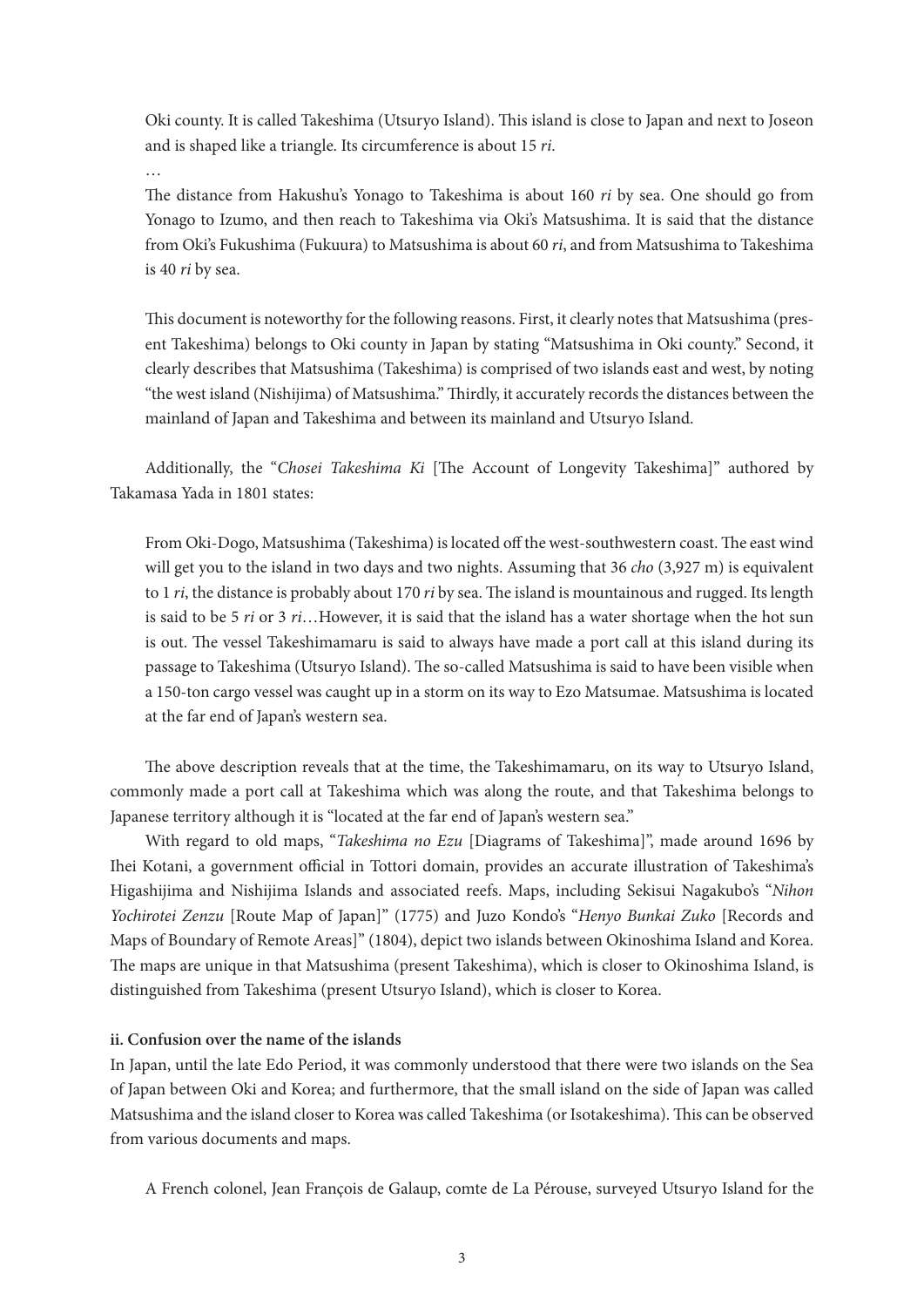Oki county. It is called Takeshima (Utsuryo Island). This island is close to Japan and next to Joseon and is shaped like a triangle. Its circumference is about 15 *ri*.

…

The distance from Hakushu's Yonago to Takeshima is about 160 *ri* by sea. One should go from Yonago to Izumo, and then reach to Takeshima via Oki's Matsushima. It is said that the distance from Oki's Fukushima (Fukuura) to Matsushima is about 60 *ri*, and from Matsushima to Takeshima is 40 *ri* by sea.

This document is noteworthy for the following reasons. First, it clearly notes that Matsushima (present Takeshima) belongs to Oki county in Japan by stating "Matsushima in Oki county." Second, it clearly describes that Matsushima (Takeshima) is comprised of two islands east and west, by noting "the west island (Nishijima) of Matsushima." Thirdly, it accurately records the distances between the mainland of Japan and Takeshima and between its mainland and Utsuryo Island.

Additionally, the "*Chosei Takeshima Ki* [The Account of Longevity Takeshima]" authored by Takamasa Yada in 1801 states:

From Oki-Dogo, Matsushima (Takeshima) is located off the west-southwestern coast. The east wind will get you to the island in two days and two nights. Assuming that 36 *cho* (3,927 m) is equivalent to 1 *ri*, the distance is probably about 170 *ri* by sea. The island is mountainous and rugged. Its length is said to be 5 *ri* or 3 *ri*…However, it is said that the island has a water shortage when the hot sun is out. The vessel Takeshimamaru is said to always have made a port call at this island during its passage to Takeshima (Utsuryo Island). The so-called Matsushima is said to have been visible when a 150-ton cargo vessel was caught up in a storm on its way to Ezo Matsumae. Matsushima is located at the far end of Japan's western sea.

The above description reveals that at the time, the Takeshimamaru, on its way to Utsuryo Island, commonly made a port call at Takeshima which was along the route, and that Takeshima belongs to Japanese territory although it is "located at the far end of Japan's western sea."

With regard to old maps, "*Takeshima no Ezu* [Diagrams of Takeshima]", made around 1696 by Ihei Kotani, a government official in Tottori domain, provides an accurate illustration of Takeshima's Higashijima and Nishijima Islands and associated reefs. Maps, including Sekisui Nagakubo's "*Nihon Yochirotei Zenzu* [Route Map of Japan]" (1775) and Juzo Kondo's "*Henyo Bunkai Zuko* [Records and Maps of Boundary of Remote Areas]" (1804), depict two islands between Okinoshima Island and Korea. The maps are unique in that Matsushima (present Takeshima), which is closer to Okinoshima Island, is distinguished from Takeshima (present Utsuryo Island), which is closer to Korea.

#### ii. Confusion over the name of the islands

In Japan, until the late Edo Period, it was commonly understood that there were two islands on the Sea of Japan between Oki and Korea; and furthermore, that the small island on the side of Japan was called Matsushima and the island closer to Korea was called Takeshima (or Isotakeshima). This can be observed from various documents and maps.

A French colonel, Jean François de Galaup, comte de La Pérouse, surveyed Utsuryo Island for the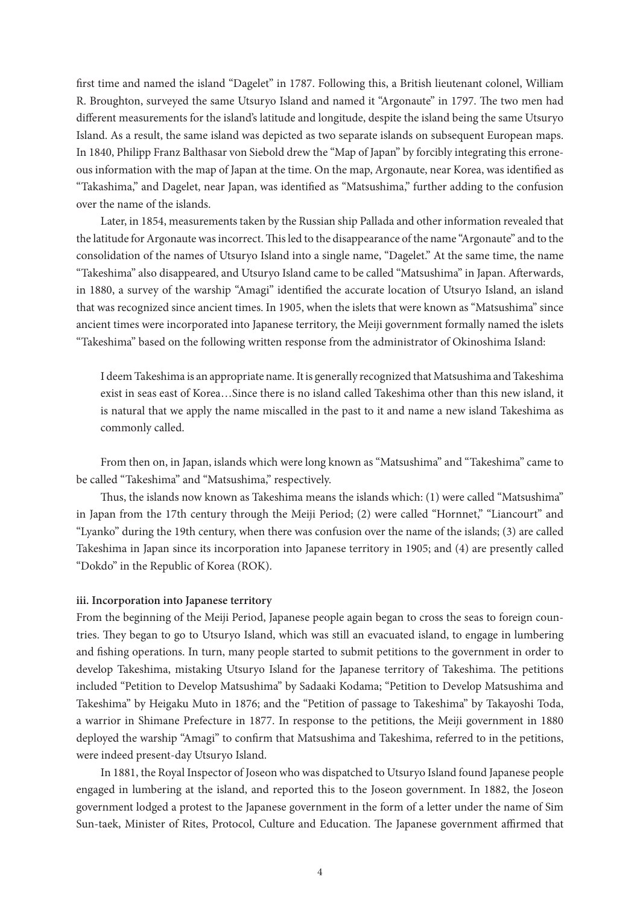first time and named the island "Dagelet" in 1787. Following this, a British lieutenant colonel, William R. Broughton, surveyed the same Utsuryo Island and named it "Argonaute" in 1797. The two men had different measurements for the island's latitude and longitude, despite the island being the same Utsuryo Island. As a result, the same island was depicted as two separate islands on subsequent European maps. In 1840, Philipp Franz Balthasar von Siebold drew the "Map of Japan" by forcibly integrating this erroneous information with the map of Japan at the time. On the map, Argonaute, near Korea, was identified as "Takashima," and Dagelet, near Japan, was identified as "Matsushima," further adding to the confusion over the name of the islands.

Later, in 1854, measurements taken by the Russian ship Pallada and other information revealed that the latitude for Argonaute was incorrect. This led to the disappearance of the name "Argonaute" and to the consolidation of the names of Utsuryo Island into a single name, "Dagelet." At the same time, the name "Takeshima" also disappeared, and Utsuryo Island came to be called "Matsushima" in Japan. Afterwards, in 1880, a survey of the warship "Amagi" identified the accurate location of Utsuryo Island, an island that was recognized since ancient times. In 1905, when the islets that were known as "Matsushima" since ancient times were incorporated into Japanese territory, the Meiji government formally named the islets "Takeshima" based on the following written response from the administrator of Okinoshima Island:

> I deem Takeshima is an appropriate name. It is generally recognized that Matsushima and Takeshima exist in seas east of Korea…Since there is no island called Takeshima other than this new island, it is natural that we apply the name miscalled in the past to it and name a new island Takeshima as commonly called.

From then on, in Japan, islands which were long known as "Matsushima" and "Takeshima" came to be called "Takeshima" and "Matsushima," respectively.

Thus, the islands now known as Takeshima means the islands which: (1) were called "Matsushima" in Japan from the 17th century through the Meiji Period; (2) were called "Hornnet," "Liancourt" and "Lyanko" during the 19th century, when there was confusion over the name of the islands; (3) are called Takeshima in Japan since its incorporation into Japanese territory in 1905; and (4) are presently called "Dokdo" in the Republic of Korea (ROK).

#### iii. Incorporation into Japanese territory

From the beginning of the Meiji Period, Japanese people again began to cross the seas to foreign countries. They began to go to Utsuryo Island, which was still an evacuated island, to engage in lumbering and fishing operations. In turn, many people started to submit petitions to the government in order to develop Takeshima, mistaking Utsuryo Island for the Japanese territory of Takeshima. The petitions included "Petition to Develop Matsushima" by Sadaaki Kodama; "Petition to Develop Matsushima and Takeshima" by Heigaku Muto in 1876; and the "Petition of passage to Takeshima" by Takayoshi Toda, a warrior in Shimane Prefecture in 1877. In response to the petitions, the Meiji government in 1880 deployed the warship "Amagi" to confirm that Matsushima and Takeshima, referred to in the petitions, were indeed present-day Utsuryo Island.

In 1881, the Royal Inspector of Joseon who was dispatched to Utsuryo Island found Japanese people engaged in lumbering at the island, and reported this to the Joseon government. In 1882, the Joseon government lodged a protest to the Japanese government in the form of a letter under the name of Sim Sun-taek, Minister of Rites, Protocol, Culture and Education. The Japanese government affirmed that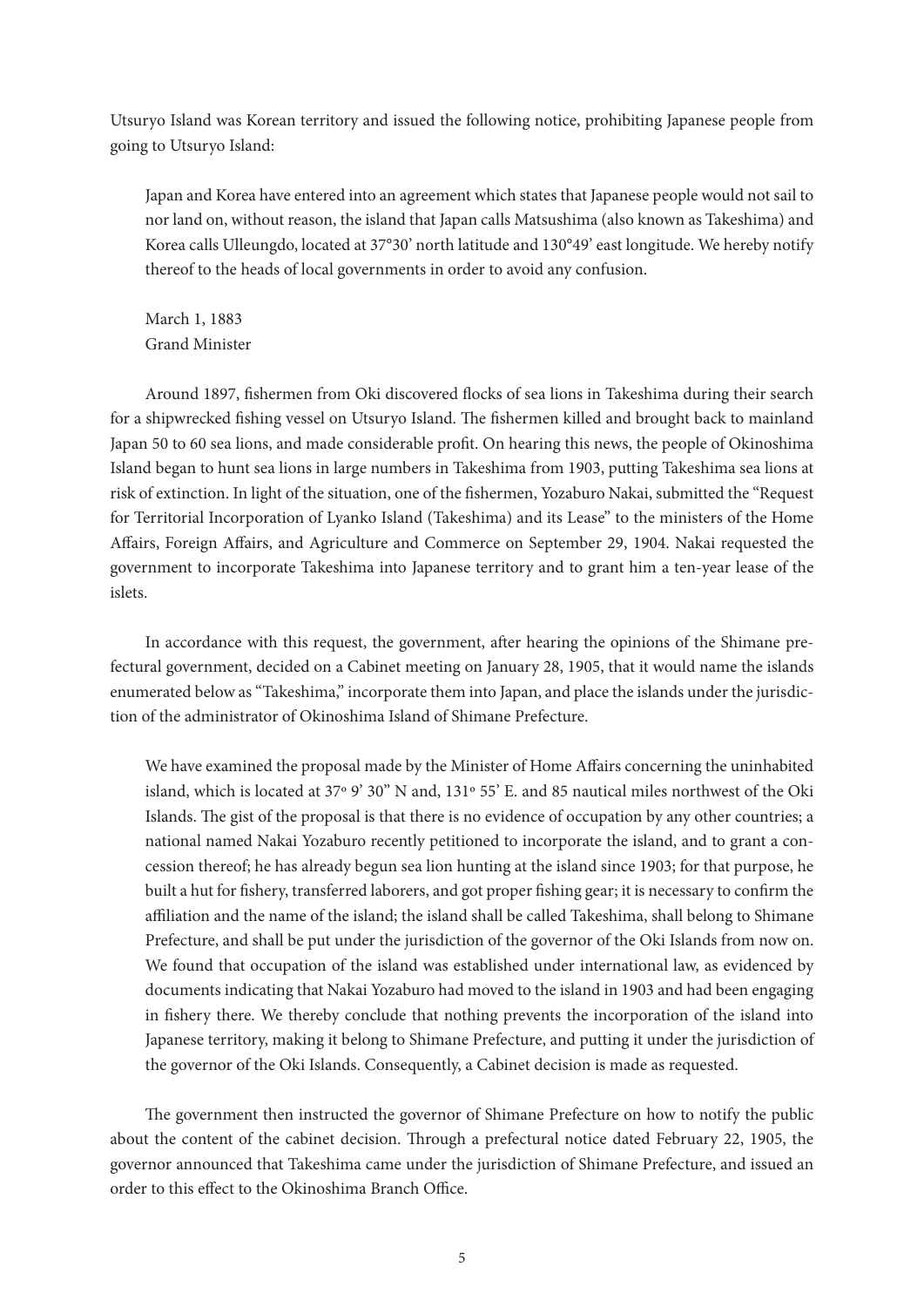Utsuryo Island was Korean territory and issued the following notice, prohibiting Japanese people from going to Utsuryo Island:

> Japan and Korea have entered into an agreement which states that Japanese people would not sail to nor land on, without reason, the island that Japan calls Matsushima (also known as Takeshima) and Korea calls Ulleungdo, located at 37°30' north latitude and 130°49' east longitude. We hereby notify thereof to the heads of local governments in order to avoid any confusion.
>
> March 1, 1883
> Grand Minister

Around 1897, fishermen from Oki discovered flocks of sea lions in Takeshima during their search for a shipwrecked fishing vessel on Utsuryo Island. The fishermen killed and brought back to mainland Japan 50 to 60 sea lions, and made considerable profit. On hearing this news, the people of Okinoshima Island began to hunt sea lions in large numbers in Takeshima from 1903, putting Takeshima sea lions at risk of extinction. In light of the situation, one of the fishermen, Yozaburo Nakai, submitted the "Request for Territorial Incorporation of Lyanko Island (Takeshima) and its Lease" to the ministers of the Home Affairs, Foreign Affairs, and Agriculture and Commerce on September 29, 1904. Nakai requested the government to incorporate Takeshima into Japanese territory and to grant him a ten-year lease of the islets.

In accordance with this request, the government, after hearing the opinions of the Shimane prefectural government, decided on a Cabinet meeting on January 28, 1905, that it would name the islands enumerated below as "Takeshima," incorporate them into Japan, and place the islands under the jurisdiction of the administrator of Okinoshima Island of Shimane Prefecture.

> We have examined the proposal made by the Minister of Home Affairs concerning the uninhabited island, which is located at 37º 9' 30" N and, 131º 55' E. and 85 nautical miles northwest of the Oki Islands. The gist of the proposal is that there is no evidence of occupation by any other countries; a national named Nakai Yozaburo recently petitioned to incorporate the island, and to grant a concession thereof; he has already begun sea lion hunting at the island since 1903; for that purpose, he built a hut for fishery, transferred laborers, and got proper fishing gear; it is necessary to confirm the affiliation and the name of the island; the island shall be called Takeshima, shall belong to Shimane Prefecture, and shall be put under the jurisdiction of the governor of the Oki Islands from now on. We found that occupation of the island was established under international law, as evidenced by documents indicating that Nakai Yozaburo had moved to the island in 1903 and had been engaging in fishery there. We thereby conclude that nothing prevents the incorporation of the island into Japanese territory, making it belong to Shimane Prefecture, and putting it under the jurisdiction of the governor of the Oki Islands. Consequently, a Cabinet decision is made as requested.

The government then instructed the governor of Shimane Prefecture on how to notify the public about the content of the cabinet decision. Through a prefectural notice dated February 22, 1905, the governor announced that Takeshima came under the jurisdiction of Shimane Prefecture, and issued an order to this effect to the Okinoshima Branch Office.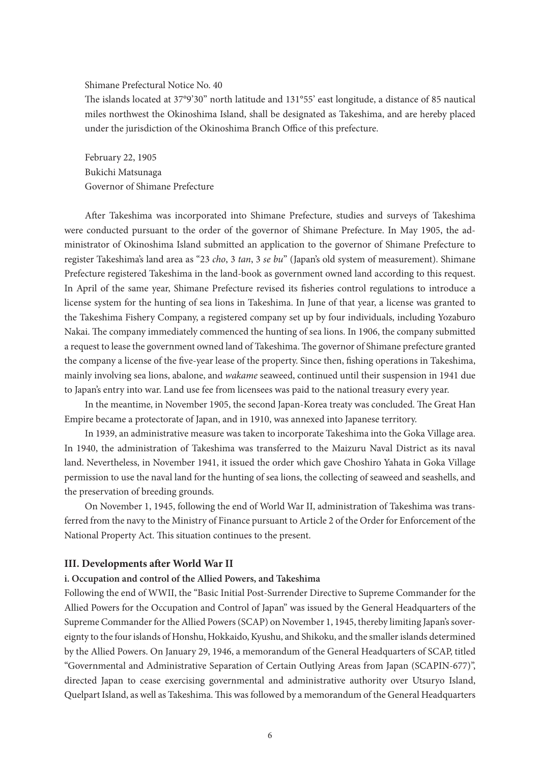Shimane Prefectural Notice No. 40

The islands located at 37°9'30" north latitude and 131°55' east longitude, a distance of 85 nautical miles northwest the Okinoshima Island, shall be designated as Takeshima, and are hereby placed under the jurisdiction of the Okinoshima Branch Office of this prefecture.

February 22, 1905
Bukichi Matsunaga
Governor of Shimane Prefecture

After Takeshima was incorporated into Shimane Prefecture, studies and surveys of Takeshima were conducted pursuant to the order of the governor of Shimane Prefecture. In May 1905, the administrator of Okinoshima Island submitted an application to the governor of Shimane Prefecture to register Takeshima's land area as "23 *cho*, 3 *tan*, 3 *se bu*" (Japan's old system of measurement). Shimane Prefecture registered Takeshima in the land-book as government owned land according to this request. In April of the same year, Shimane Prefecture revised its fisheries control regulations to introduce a license system for the hunting of sea lions in Takeshima. In June of that year, a license was granted to the Takeshima Fishery Company, a registered company set up by four individuals, including Yozaburo Nakai. The company immediately commenced the hunting of sea lions. In 1906, the company submitted a request to lease the government owned land of Takeshima. The governor of Shimane prefecture granted the company a license of the five-year lease of the property. Since then, fishing operations in Takeshima, mainly involving sea lions, abalone, and *wakame* seaweed, continued until their suspension in 1941 due to Japan's entry into war. Land use fee from licensees was paid to the national treasury every year.

In the meantime, in November 1905, the second Japan-Korea treaty was concluded. The Great Han Empire became a protectorate of Japan, and in 1910, was annexed into Japanese territory.

In 1939, an administrative measure was taken to incorporate Takeshima into the Goka Village area. In 1940, the administration of Takeshima was transferred to the Maizuru Naval District as its naval land. Nevertheless, in November 1941, it issued the order which gave Choshiro Yahata in Goka Village permission to use the naval land for the hunting of sea lions, the collecting of seaweed and seashells, and the preservation of breeding grounds.

On November 1, 1945, following the end of World War II, administration of Takeshima was transferred from the navy to the Ministry of Finance pursuant to Article 2 of the Order for Enforcement of the National Property Act. This situation continues to the present.

## III. Developments after World War II

### i. Occupation and control of the Allied Powers, and Takeshima

Following the end of WWII, the "Basic Initial Post-Surrender Directive to Supreme Commander for the Allied Powers for the Occupation and Control of Japan" was issued by the General Headquarters of the Supreme Commander for the Allied Powers (SCAP) on November 1, 1945, thereby limiting Japan's sovereignty to the four islands of Honshu, Hokkaido, Kyushu, and Shikoku, and the smaller islands determined by the Allied Powers. On January 29, 1946, a memorandum of the General Headquarters of SCAP, titled "Governmental and Administrative Separation of Certain Outlying Areas from Japan (SCAPIN-677)", directed Japan to cease exercising governmental and administrative authority over Utsuryo Island, Quelpart Island, as well as Takeshima. This was followed by a memorandum of the General Headquarters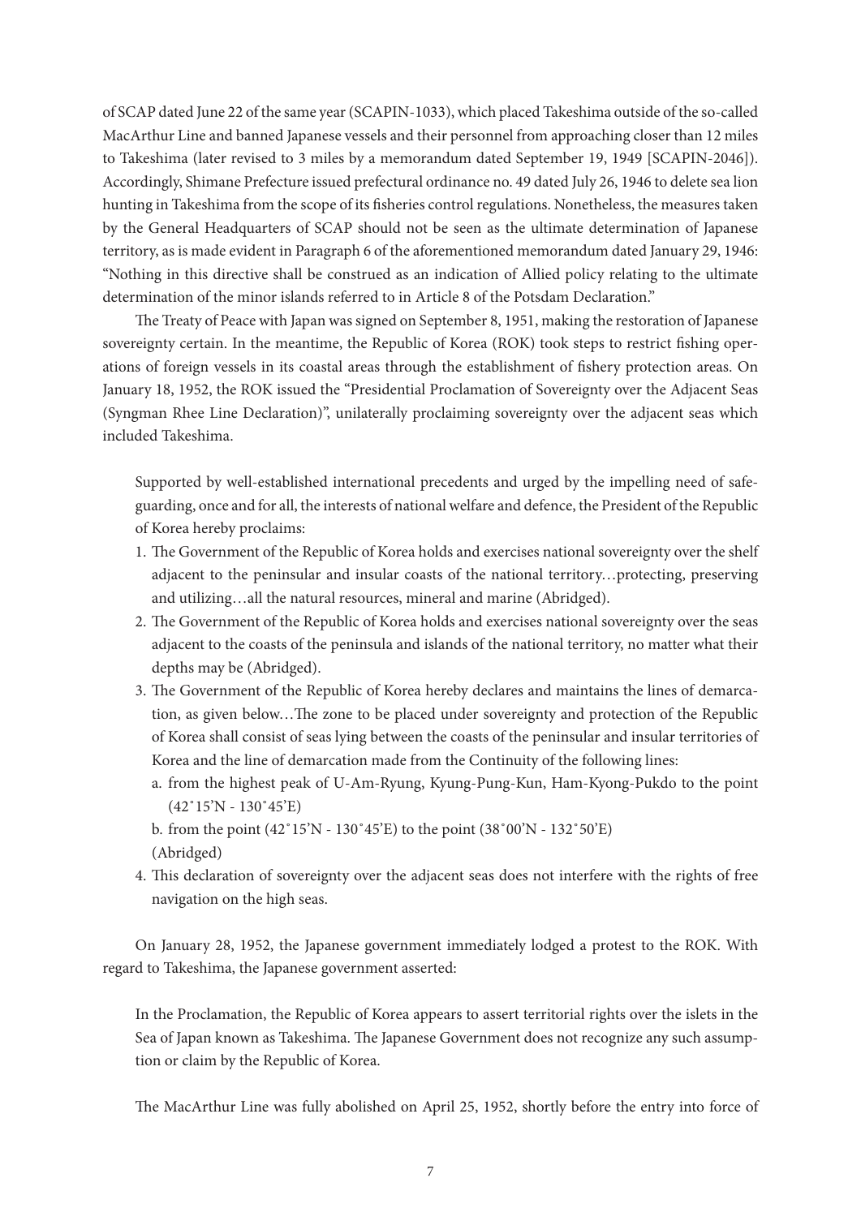of SCAP dated June 22 of the same year (SCAPIN-1033), which placed Takeshima outside of the so-called MacArthur Line and banned Japanese vessels and their personnel from approaching closer than 12 miles to Takeshima (later revised to 3 miles by a memorandum dated September 19, 1949 [SCAPIN-2046]). Accordingly, Shimane Prefecture issued prefectural ordinance no. 49 dated July 26, 1946 to delete sea lion hunting in Takeshima from the scope of its fisheries control regulations. Nonetheless, the measures taken by the General Headquarters of SCAP should not be seen as the ultimate determination of Japanese territory, as is made evident in Paragraph 6 of the aforementioned memorandum dated January 29, 1946: "Nothing in this directive shall be construed as an indication of Allied policy relating to the ultimate determination of the minor islands referred to in Article 8 of the Potsdam Declaration."

The Treaty of Peace with Japan was signed on September 8, 1951, making the restoration of Japanese sovereignty certain. In the meantime, the Republic of Korea (ROK) took steps to restrict fishing operations of foreign vessels in its coastal areas through the establishment of fishery protection areas. On January 18, 1952, the ROK issued the "Presidential Proclamation of Sovereignty over the Adjacent Seas (Syngman Rhee Line Declaration)", unilaterally proclaiming sovereignty over the adjacent seas which included Takeshima.

> Supported by well-established international precedents and urged by the impelling need of safeguarding, once and for all, the interests of national welfare and defence, the President of the Republic of Korea hereby proclaims:
>
> 1. The Government of the Republic of Korea holds and exercises national sovereignty over the shelf adjacent to the peninsular and insular coasts of the national territory…protecting, preserving and utilizing…all the natural resources, mineral and marine (Abridged).
> 2. The Government of the Republic of Korea holds and exercises national sovereignty over the seas adjacent to the coasts of the peninsula and islands of the national territory, no matter what their depths may be (Abridged).
> 3. The Government of the Republic of Korea hereby declares and maintains the lines of demarcation, as given below…The zone to be placed under sovereignty and protection of the Republic of Korea shall consist of seas lying between the coasts of the peninsular and insular territories of Korea and the line of demarcation made from the Continuity of the following lines:
>    a. from the highest peak of U-Am-Ryung, Kyung-Pung-Kun, Ham-Kyong-Pukdo to the point (42˚15'N - 130˚45'E)
>    b. from the point (42˚15'N - 130˚45'E) to the point (38˚00'N - 132˚50'E)
>    (Abridged)
> 4. This declaration of sovereignty over the adjacent seas does not interfere with the rights of free navigation on the high seas.

On January 28, 1952, the Japanese government immediately lodged a protest to the ROK. With regard to Takeshima, the Japanese government asserted:

> In the Proclamation, the Republic of Korea appears to assert territorial rights over the islets in the Sea of Japan known as Takeshima. The Japanese Government does not recognize any such assumption or claim by the Republic of Korea.

The MacArthur Line was fully abolished on April 25, 1952, shortly before the entry into force of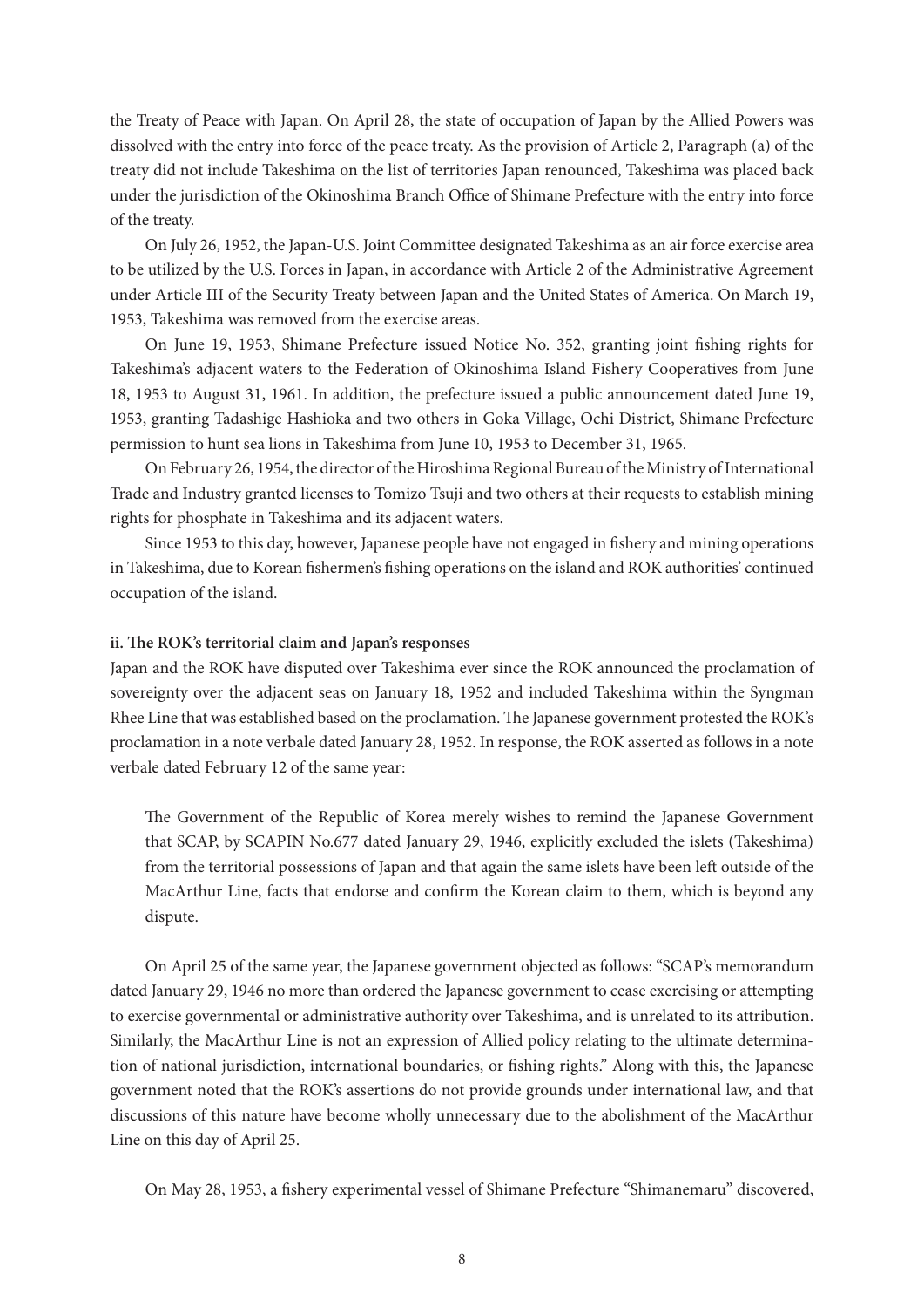the Treaty of Peace with Japan. On April 28, the state of occupation of Japan by the Allied Powers was dissolved with the entry into force of the peace treaty. As the provision of Article 2, Paragraph (a) of the treaty did not include Takeshima on the list of territories Japan renounced, Takeshima was placed back under the jurisdiction of the Okinoshima Branch Office of Shimane Prefecture with the entry into force of the treaty.

On July 26, 1952, the Japan-U.S. Joint Committee designated Takeshima as an air force exercise area to be utilized by the U.S. Forces in Japan, in accordance with Article 2 of the Administrative Agreement under Article III of the Security Treaty between Japan and the United States of America. On March 19, 1953, Takeshima was removed from the exercise areas.

On June 19, 1953, Shimane Prefecture issued Notice No. 352, granting joint fishing rights for Takeshima's adjacent waters to the Federation of Okinoshima Island Fishery Cooperatives from June 18, 1953 to August 31, 1961. In addition, the prefecture issued a public announcement dated June 19, 1953, granting Tadashige Hashioka and two others in Goka Village, Ochi District, Shimane Prefecture permission to hunt sea lions in Takeshima from June 10, 1953 to December 31, 1965.

On February 26, 1954, the director of the Hiroshima Regional Bureau of the Ministry of International Trade and Industry granted licenses to Tomizo Tsuji and two others at their requests to establish mining rights for phosphate in Takeshima and its adjacent waters.

Since 1953 to this day, however, Japanese people have not engaged in fishery and mining operations in Takeshima, due to Korean fishermen's fishing operations on the island and ROK authorities' continued occupation of the island.

**ii. The ROK's territorial claim and Japan's responses**

Japan and the ROK have disputed over Takeshima ever since the ROK announced the proclamation of sovereignty over the adjacent seas on January 18, 1952 and included Takeshima within the Syngman Rhee Line that was established based on the proclamation. The Japanese government protested the ROK's proclamation in a note verbale dated January 28, 1952. In response, the ROK asserted as follows in a note verbale dated February 12 of the same year:

> The Government of the Republic of Korea merely wishes to remind the Japanese Government that SCAP, by SCAPIN No.677 dated January 29, 1946, explicitly excluded the islets (Takeshima) from the territorial possessions of Japan and that again the same islets have been left outside of the MacArthur Line, facts that endorse and confirm the Korean claim to them, which is beyond any dispute.

On April 25 of the same year, the Japanese government objected as follows: "SCAP's memorandum dated January 29, 1946 no more than ordered the Japanese government to cease exercising or attempting to exercise governmental or administrative authority over Takeshima, and is unrelated to its attribution. Similarly, the MacArthur Line is not an expression of Allied policy relating to the ultimate determination of national jurisdiction, international boundaries, or fishing rights." Along with this, the Japanese government noted that the ROK's assertions do not provide grounds under international law, and that discussions of this nature have become wholly unnecessary due to the abolishment of the MacArthur Line on this day of April 25.

On May 28, 1953, a fishery experimental vessel of Shimane Prefecture "Shimanemaru" discovered,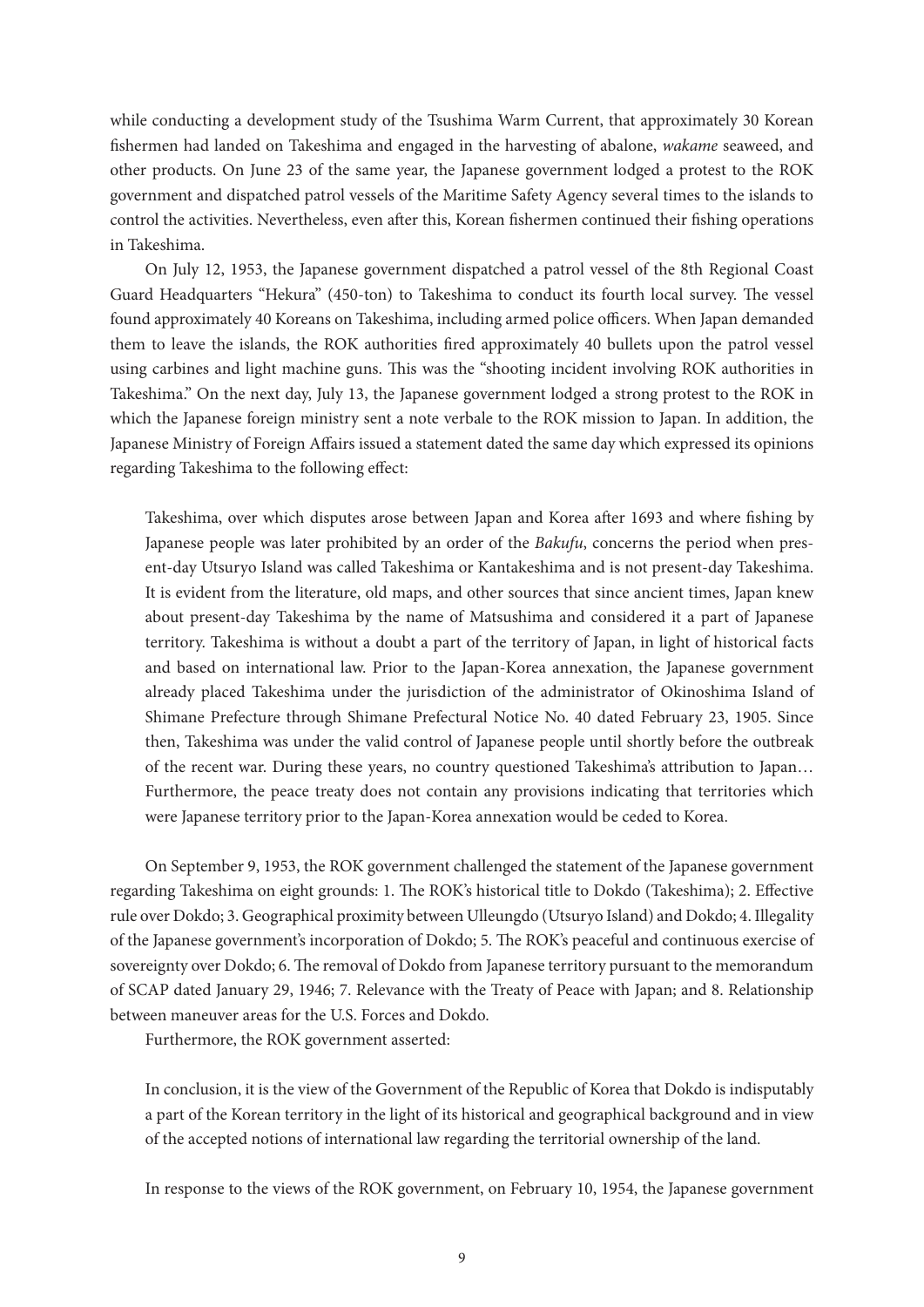while conducting a development study of the Tsushima Warm Current, that approximately 30 Korean fishermen had landed on Takeshima and engaged in the harvesting of abalone, *wakame* seaweed, and other products. On June 23 of the same year, the Japanese government lodged a protest to the ROK government and dispatched patrol vessels of the Maritime Safety Agency several times to the islands to control the activities. Nevertheless, even after this, Korean fishermen continued their fishing operations in Takeshima.

On July 12, 1953, the Japanese government dispatched a patrol vessel of the 8th Regional Coast Guard Headquarters "Hekura" (450-ton) to Takeshima to conduct its fourth local survey. The vessel found approximately 40 Koreans on Takeshima, including armed police officers. When Japan demanded them to leave the islands, the ROK authorities fired approximately 40 bullets upon the patrol vessel using carbines and light machine guns. This was the "shooting incident involving ROK authorities in Takeshima." On the next day, July 13, the Japanese government lodged a strong protest to the ROK in which the Japanese foreign ministry sent a note verbale to the ROK mission to Japan. In addition, the Japanese Ministry of Foreign Affairs issued a statement dated the same day which expressed its opinions regarding Takeshima to the following effect:

> Takeshima, over which disputes arose between Japan and Korea after 1693 and where fishing by Japanese people was later prohibited by an order of the *Bakufu*, concerns the period when present-day Utsuryo Island was called Takeshima or Kantakeshima and is not present-day Takeshima. It is evident from the literature, old maps, and other sources that since ancient times, Japan knew about present-day Takeshima by the name of Matsushima and considered it a part of Japanese territory. Takeshima is without a doubt a part of the territory of Japan, in light of historical facts and based on international law. Prior to the Japan-Korea annexation, the Japanese government already placed Takeshima under the jurisdiction of the administrator of Okinoshima Island of Shimane Prefecture through Shimane Prefectural Notice No. 40 dated February 23, 1905. Since then, Takeshima was under the valid control of Japanese people until shortly before the outbreak of the recent war. During these years, no country questioned Takeshima's attribution to Japan… Furthermore, the peace treaty does not contain any provisions indicating that territories which were Japanese territory prior to the Japan-Korea annexation would be ceded to Korea.

On September 9, 1953, the ROK government challenged the statement of the Japanese government regarding Takeshima on eight grounds: 1. The ROK's historical title to Dokdo (Takeshima); 2. Effective rule over Dokdo; 3. Geographical proximity between Ulleungdo (Utsuryo Island) and Dokdo; 4. Illegality of the Japanese government's incorporation of Dokdo; 5. The ROK's peaceful and continuous exercise of sovereignty over Dokdo; 6. The removal of Dokdo from Japanese territory pursuant to the memorandum of SCAP dated January 29, 1946; 7. Relevance with the Treaty of Peace with Japan; and 8. Relationship between maneuver areas for the U.S. Forces and Dokdo.

Furthermore, the ROK government asserted:

> In conclusion, it is the view of the Government of the Republic of Korea that Dokdo is indisputably a part of the Korean territory in the light of its historical and geographical background and in view of the accepted notions of international law regarding the territorial ownership of the land.

In response to the views of the ROK government, on February 10, 1954, the Japanese government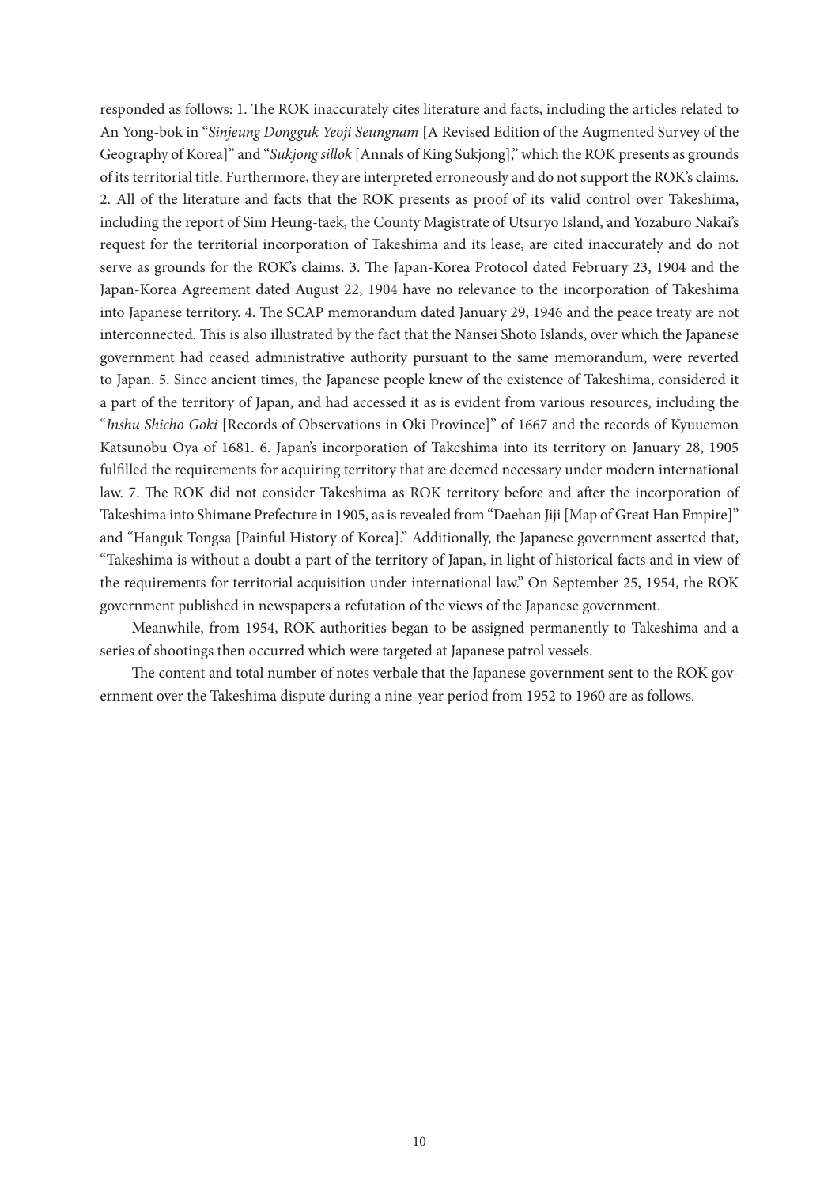responded as follows: 1. The ROK inaccurately cites literature and facts, including the articles related to An Yong-bok in "*Sinjeung Dongguk Yeoji Seungnam* [A Revised Edition of the Augmented Survey of the Geography of Korea]" and "*Sukjong sillok* [Annals of King Sukjong]," which the ROK presents as grounds of its territorial title. Furthermore, they are interpreted erroneously and do not support the ROK's claims. 2. All of the literature and facts that the ROK presents as proof of its valid control over Takeshima, including the report of Sim Heung-taek, the County Magistrate of Utsuryo Island, and Yozaburo Nakai's request for the territorial incorporation of Takeshima and its lease, are cited inaccurately and do not serve as grounds for the ROK's claims. 3. The Japan-Korea Protocol dated February 23, 1904 and the Japan-Korea Agreement dated August 22, 1904 have no relevance to the incorporation of Takeshima into Japanese territory. 4. The SCAP memorandum dated January 29, 1946 and the peace treaty are not interconnected. This is also illustrated by the fact that the Nansei Shoto Islands, over which the Japanese government had ceased administrative authority pursuant to the same memorandum, were reverted to Japan. 5. Since ancient times, the Japanese people knew of the existence of Takeshima, considered it a part of the territory of Japan, and had accessed it as is evident from various resources, including the "*Inshu Shicho Goki* [Records of Observations in Oki Province]" of 1667 and the records of Kyuuemon Katsunobu Oya of 1681. 6. Japan's incorporation of Takeshima into its territory on January 28, 1905 fulfilled the requirements for acquiring territory that are deemed necessary under modern international law. 7. The ROK did not consider Takeshima as ROK territory before and after the incorporation of Takeshima into Shimane Prefecture in 1905, as is revealed from "Daehan Jiji [Map of Great Han Empire]" and "Hanguk Tongsa [Painful History of Korea]." Additionally, the Japanese government asserted that, "Takeshima is without a doubt a part of the territory of Japan, in light of historical facts and in view of the requirements for territorial acquisition under international law." On September 25, 1954, the ROK government published in newspapers a refutation of the views of the Japanese government.

Meanwhile, from 1954, ROK authorities began to be assigned permanently to Takeshima and a series of shootings then occurred which were targeted at Japanese patrol vessels.

The content and total number of notes verbale that the Japanese government sent to the ROK government over the Takeshima dispute during a nine-year period from 1952 to 1960 are as follows.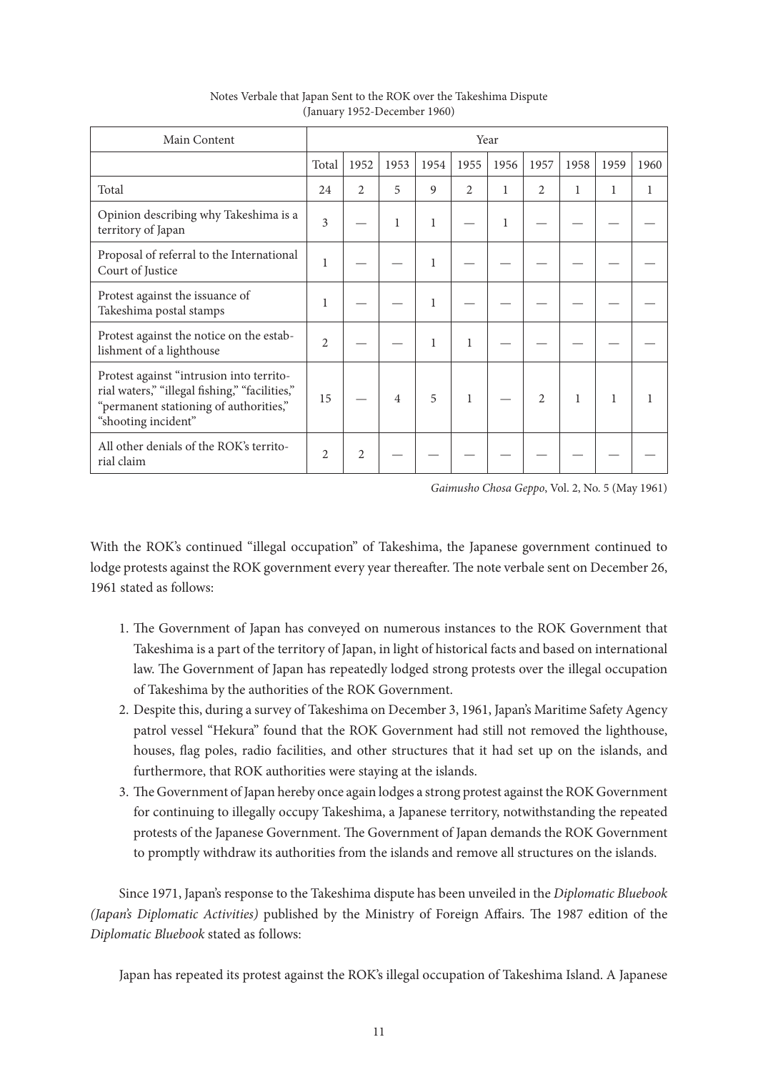Notes Verbale that Japan Sent to the ROK over the Takeshima Dispute
(January 1952-December 1960)

| Main Content | Year | | | | | | | | | |
|---|---|---|---|---|---|---|---|---|---|---|
| | Total | 1952 | 1953 | 1954 | 1955 | 1956 | 1957 | 1958 | 1959 | 1960 |
| Total | 24 | 2 | 5 | 9 | 2 | 1 | 2 | 1 | 1 | 1 |
| Opinion describing why Takeshima is a territory of Japan | 3 | — | 1 | 1 | — | 1 | — | — | — | — |
| Proposal of referral to the International Court of Justice | 1 | — | — | 1 | — | — | — | — | — | — |
| Protest against the issuance of Takeshima postal stamps | 1 | — | — | 1 | — | — | — | — | — | — |
| Protest against the notice on the establishment of a lighthouse | 2 | — | — | 1 | 1 | — | — | — | — | — |
| Protest against "intrusion into territorial waters," "illegal fishing," "facilities," "permanent stationing of authorities," "shooting incident" | 15 | — | 4 | 5 | 1 | — | 2 | 1 | 1 | 1 |
| All other denials of the ROK's territorial claim | 2 | 2 | — | — | — | — | — | — | — | — |

*Gaimusho Chosa Geppo*, Vol. 2, No. 5 (May 1961)

With the ROK's continued "illegal occupation" of Takeshima, the Japanese government continued to lodge protests against the ROK government every year thereafter. The note verbale sent on December 26, 1961 stated as follows:

1. The Government of Japan has conveyed on numerous instances to the ROK Government that Takeshima is a part of the territory of Japan, in light of historical facts and based on international law. The Government of Japan has repeatedly lodged strong protests over the illegal occupation of Takeshima by the authorities of the ROK Government.
2. Despite this, during a survey of Takeshima on December 3, 1961, Japan's Maritime Safety Agency patrol vessel "Hekura" found that the ROK Government had still not removed the lighthouse, houses, flag poles, radio facilities, and other structures that it had set up on the islands, and furthermore, that ROK authorities were staying at the islands.
3. The Government of Japan hereby once again lodges a strong protest against the ROK Government for continuing to illegally occupy Takeshima, a Japanese territory, notwithstanding the repeated protests of the Japanese Government. The Government of Japan demands the ROK Government to promptly withdraw its authorities from the islands and remove all structures on the islands.

Since 1971, Japan's response to the Takeshima dispute has been unveiled in the *Diplomatic Bluebook (Japan's Diplomatic Activities)* published by the Ministry of Foreign Affairs. The 1987 edition of the *Diplomatic Bluebook* stated as follows:

Japan has repeated its protest against the ROK's illegal occupation of Takeshima Island. A Japanese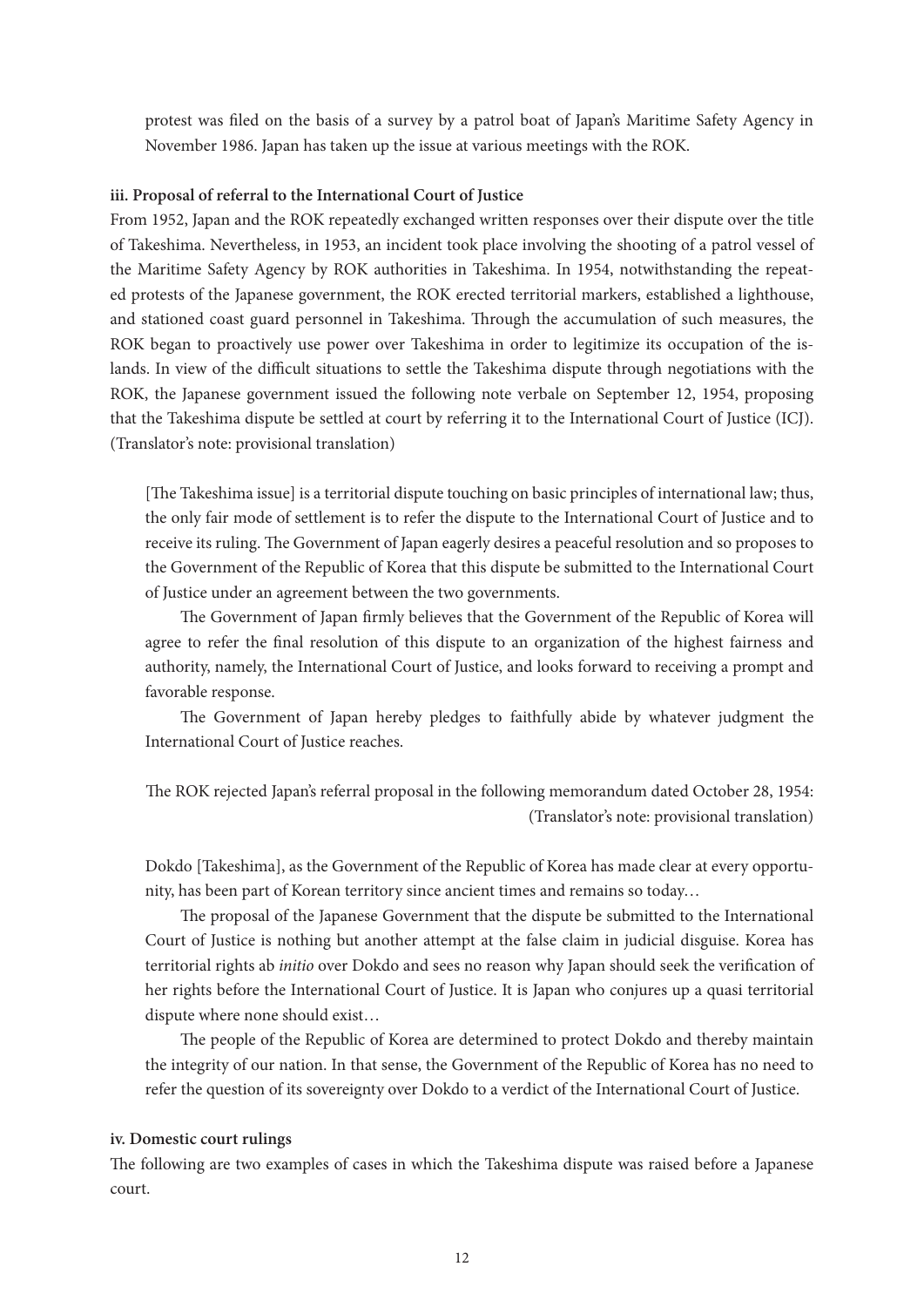protest was filed on the basis of a survey by a patrol boat of Japan's Maritime Safety Agency in November 1986. Japan has taken up the issue at various meetings with the ROK.

#### iii. Proposal of referral to the International Court of Justice

From 1952, Japan and the ROK repeatedly exchanged written responses over their dispute over the title of Takeshima. Nevertheless, in 1953, an incident took place involving the shooting of a patrol vessel of the Maritime Safety Agency by ROK authorities in Takeshima. In 1954, notwithstanding the repeated protests of the Japanese government, the ROK erected territorial markers, established a lighthouse, and stationed coast guard personnel in Takeshima. Through the accumulation of such measures, the ROK began to proactively use power over Takeshima in order to legitimize its occupation of the islands. In view of the difficult situations to settle the Takeshima dispute through negotiations with the ROK, the Japanese government issued the following note verbale on September 12, 1954, proposing that the Takeshima dispute be settled at court by referring it to the International Court of Justice (ICJ). (Translator's note: provisional translation)

> [The Takeshima issue] is a territorial dispute touching on basic principles of international law; thus, the only fair mode of settlement is to refer the dispute to the International Court of Justice and to receive its ruling. The Government of Japan eagerly desires a peaceful resolution and so proposes to the Government of the Republic of Korea that this dispute be submitted to the International Court of Justice under an agreement between the two governments.
>
> The Government of Japan firmly believes that the Government of the Republic of Korea will agree to refer the final resolution of this dispute to an organization of the highest fairness and authority, namely, the International Court of Justice, and looks forward to receiving a prompt and favorable response.
>
> The Government of Japan hereby pledges to faithfully abide by whatever judgment the International Court of Justice reaches.

The ROK rejected Japan's referral proposal in the following memorandum dated October 28, 1954: (Translator's note: provisional translation)

> Dokdo [Takeshima], as the Government of the Republic of Korea has made clear at every opportunity, has been part of Korean territory since ancient times and remains so today…
>
> The proposal of the Japanese Government that the dispute be submitted to the International Court of Justice is nothing but another attempt at the false claim in judicial disguise. Korea has territorial rights ab *initio* over Dokdo and sees no reason why Japan should seek the verification of her rights before the International Court of Justice. It is Japan who conjures up a quasi territorial dispute where none should exist…
>
> The people of the Republic of Korea are determined to protect Dokdo and thereby maintain the integrity of our nation. In that sense, the Government of the Republic of Korea has no need to refer the question of its sovereignty over Dokdo to a verdict of the International Court of Justice.

#### iv. Domestic court rulings

The following are two examples of cases in which the Takeshima dispute was raised before a Japanese court.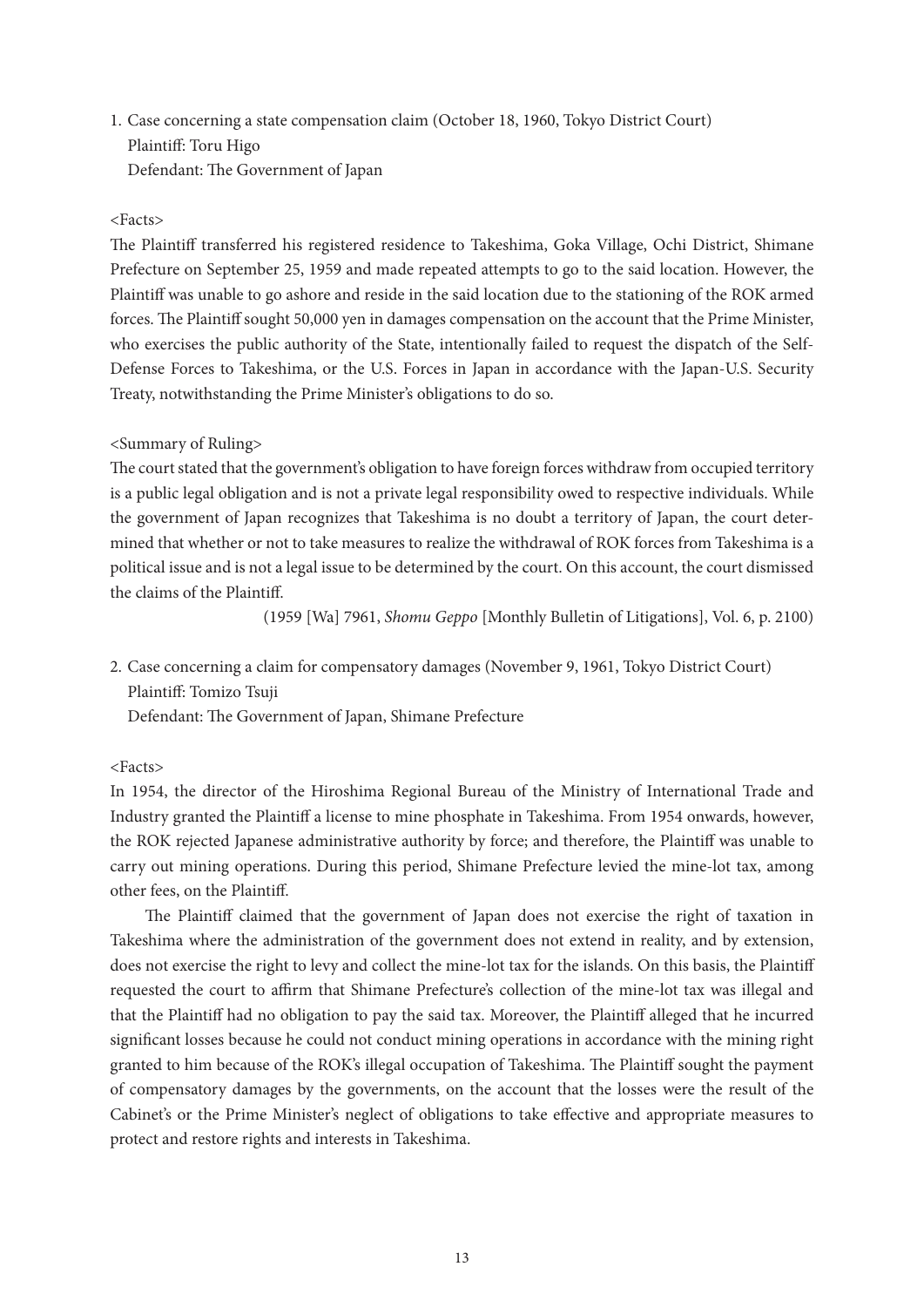1. Case concerning a state compensation claim (October 18, 1960, Tokyo District Court)
   Plaintiff: Toru Higo
   Defendant: The Government of Japan

<Facts>

The Plaintiff transferred his registered residence to Takeshima, Goka Village, Ochi District, Shimane Prefecture on September 25, 1959 and made repeated attempts to go to the said location. However, the Plaintiff was unable to go ashore and reside in the said location due to the stationing of the ROK armed forces. The Plaintiff sought 50,000 yen in damages compensation on the account that the Prime Minister, who exercises the public authority of the State, intentionally failed to request the dispatch of the Self-Defense Forces to Takeshima, or the U.S. Forces in Japan in accordance with the Japan-U.S. Security Treaty, notwithstanding the Prime Minister's obligations to do so.

<Summary of Ruling>

The court stated that the government's obligation to have foreign forces withdraw from occupied territory is a public legal obligation and is not a private legal responsibility owed to respective individuals. While the government of Japan recognizes that Takeshima is no doubt a territory of Japan, the court determined that whether or not to take measures to realize the withdrawal of ROK forces from Takeshima is a political issue and is not a legal issue to be determined by the court. On this account, the court dismissed the claims of the Plaintiff.

(1959 [Wa] 7961, *Shomu Geppo* [Monthly Bulletin of Litigations], Vol. 6, p. 2100)

2. Case concerning a claim for compensatory damages (November 9, 1961, Tokyo District Court)
   Plaintiff: Tomizo Tsuji
   Defendant: The Government of Japan, Shimane Prefecture

<Facts>

In 1954, the director of the Hiroshima Regional Bureau of the Ministry of International Trade and Industry granted the Plaintiff a license to mine phosphate in Takeshima. From 1954 onwards, however, the ROK rejected Japanese administrative authority by force; and therefore, the Plaintiff was unable to carry out mining operations. During this period, Shimane Prefecture levied the mine-lot tax, among other fees, on the Plaintiff.

The Plaintiff claimed that the government of Japan does not exercise the right of taxation in Takeshima where the administration of the government does not extend in reality, and by extension, does not exercise the right to levy and collect the mine-lot tax for the islands. On this basis, the Plaintiff requested the court to affirm that Shimane Prefecture's collection of the mine-lot tax was illegal and that the Plaintiff had no obligation to pay the said tax. Moreover, the Plaintiff alleged that he incurred significant losses because he could not conduct mining operations in accordance with the mining right granted to him because of the ROK's illegal occupation of Takeshima. The Plaintiff sought the payment of compensatory damages by the governments, on the account that the losses were the result of the Cabinet's or the Prime Minister's neglect of obligations to take effective and appropriate measures to protect and restore rights and interests in Takeshima.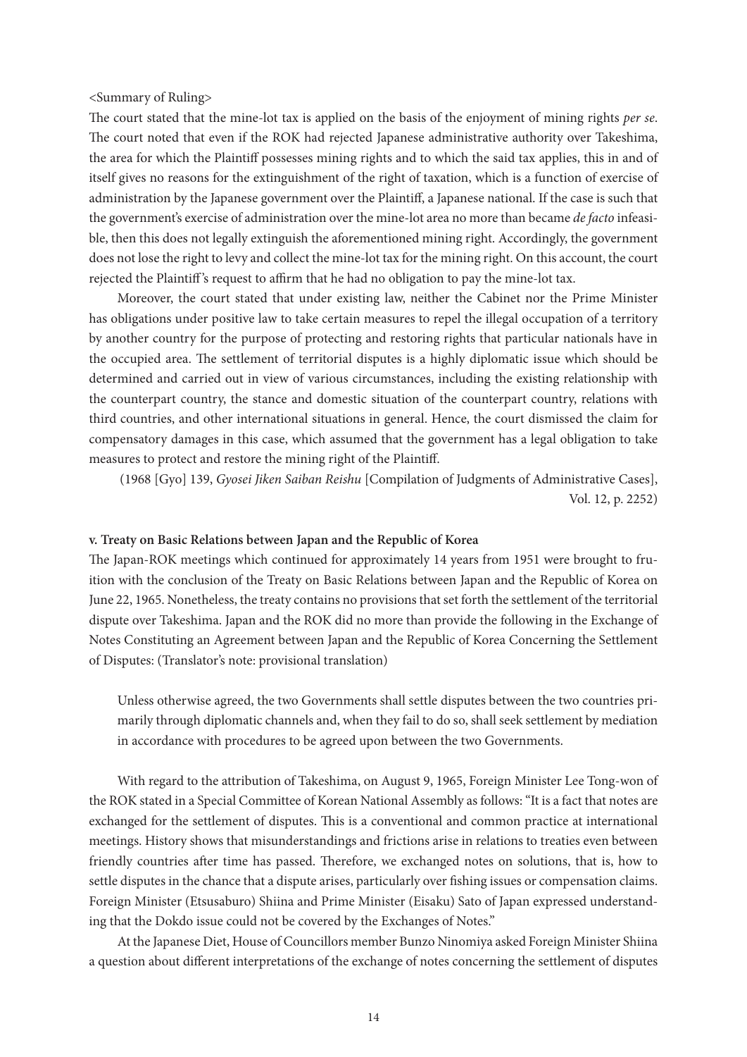<Summary of Ruling>

The court stated that the mine-lot tax is applied on the basis of the enjoyment of mining rights *per se*. The court noted that even if the ROK had rejected Japanese administrative authority over Takeshima, the area for which the Plaintiff possesses mining rights and to which the said tax applies, this in and of itself gives no reasons for the extinguishment of the right of taxation, which is a function of exercise of administration by the Japanese government over the Plaintiff, a Japanese national. If the case is such that the government's exercise of administration over the mine-lot area no more than became *de facto* infeasible, then this does not legally extinguish the aforementioned mining right. Accordingly, the government does not lose the right to levy and collect the mine-lot tax for the mining right. On this account, the court rejected the Plaintiff's request to affirm that he had no obligation to pay the mine-lot tax.

Moreover, the court stated that under existing law, neither the Cabinet nor the Prime Minister has obligations under positive law to take certain measures to repel the illegal occupation of a territory by another country for the purpose of protecting and restoring rights that particular nationals have in the occupied area. The settlement of territorial disputes is a highly diplomatic issue which should be determined and carried out in view of various circumstances, including the existing relationship with the counterpart country, the stance and domestic situation of the counterpart country, relations with third countries, and other international situations in general. Hence, the court dismissed the claim for compensatory damages in this case, which assumed that the government has a legal obligation to take measures to protect and restore the mining right of the Plaintiff.

(1968 [Gyo] 139, *Gyosei Jiken Saiban Reishu* [Compilation of Judgments of Administrative Cases], Vol. 12, p. 2252)

**v. Treaty on Basic Relations between Japan and the Republic of Korea**

The Japan-ROK meetings which continued for approximately 14 years from 1951 were brought to fruition with the conclusion of the Treaty on Basic Relations between Japan and the Republic of Korea on June 22, 1965. Nonetheless, the treaty contains no provisions that set forth the settlement of the territorial dispute over Takeshima. Japan and the ROK did no more than provide the following in the Exchange of Notes Constituting an Agreement between Japan and the Republic of Korea Concerning the Settlement of Disputes: (Translator's note: provisional translation)

> Unless otherwise agreed, the two Governments shall settle disputes between the two countries primarily through diplomatic channels and, when they fail to do so, shall seek settlement by mediation in accordance with procedures to be agreed upon between the two Governments.

With regard to the attribution of Takeshima, on August 9, 1965, Foreign Minister Lee Tong-won of the ROK stated in a Special Committee of Korean National Assembly as follows: "It is a fact that notes are exchanged for the settlement of disputes. This is a conventional and common practice at international meetings. History shows that misunderstandings and frictions arise in relations to treaties even between friendly countries after time has passed. Therefore, we exchanged notes on solutions, that is, how to settle disputes in the chance that a dispute arises, particularly over fishing issues or compensation claims. Foreign Minister (Etsusaburo) Shiina and Prime Minister (Eisaku) Sato of Japan expressed understanding that the Dokdo issue could not be covered by the Exchanges of Notes."

At the Japanese Diet, House of Councillors member Bunzo Ninomiya asked Foreign Minister Shiina a question about different interpretations of the exchange of notes concerning the settlement of disputes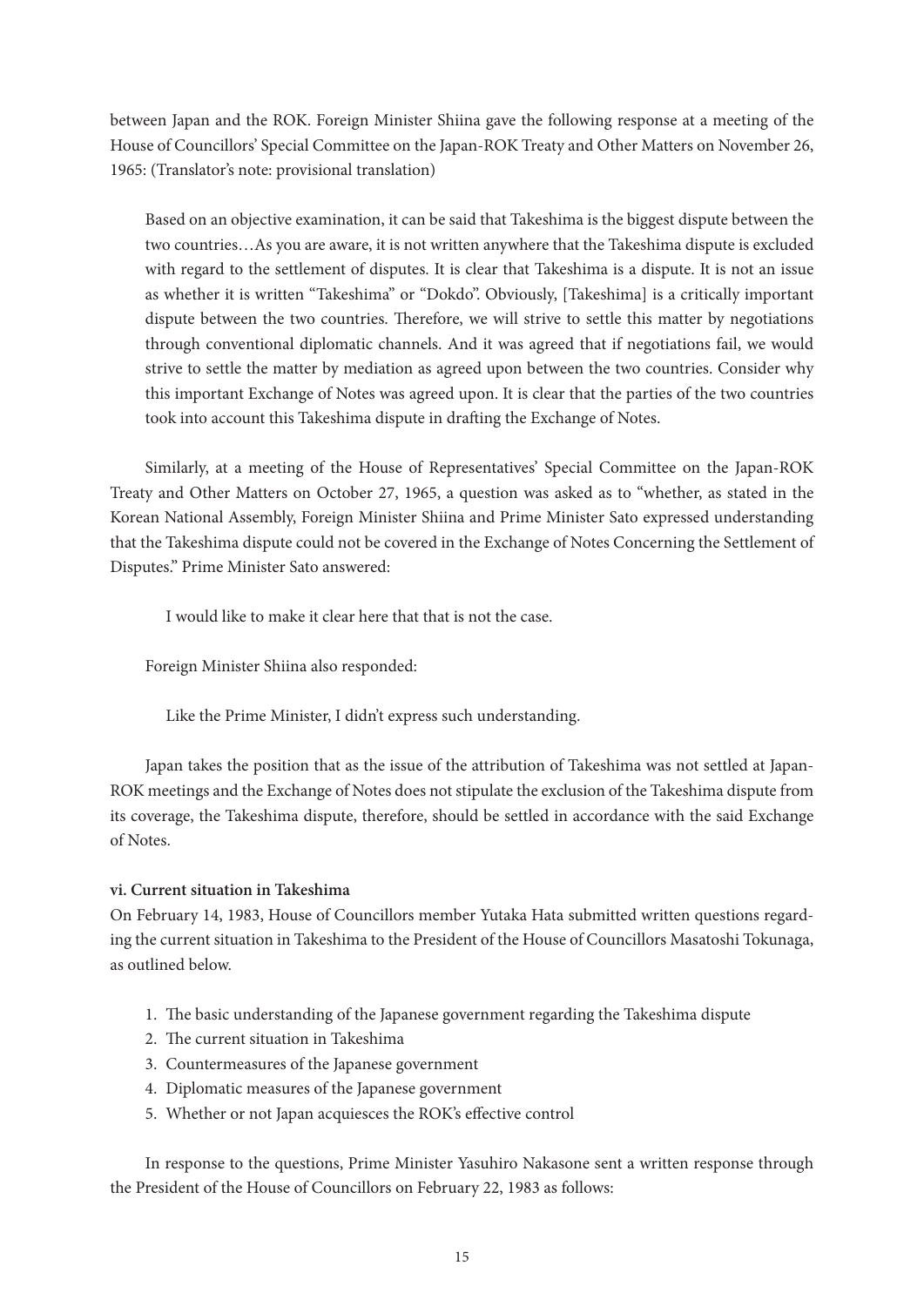between Japan and the ROK. Foreign Minister Shiina gave the following response at a meeting of the House of Councillors' Special Committee on the Japan-ROK Treaty and Other Matters on November 26, 1965: (Translator's note: provisional translation)

> Based on an objective examination, it can be said that Takeshima is the biggest dispute between the two countries…As you are aware, it is not written anywhere that the Takeshima dispute is excluded with regard to the settlement of disputes. It is clear that Takeshima is a dispute. It is not an issue as whether it is written "Takeshima" or "Dokdo". Obviously, [Takeshima] is a critically important dispute between the two countries. Therefore, we will strive to settle this matter by negotiations through conventional diplomatic channels. And it was agreed that if negotiations fail, we would strive to settle the matter by mediation as agreed upon between the two countries. Consider why this important Exchange of Notes was agreed upon. It is clear that the parties of the two countries took into account this Takeshima dispute in drafting the Exchange of Notes.

Similarly, at a meeting of the House of Representatives' Special Committee on the Japan-ROK Treaty and Other Matters on October 27, 1965, a question was asked as to "whether, as stated in the Korean National Assembly, Foreign Minister Shiina and Prime Minister Sato expressed understanding that the Takeshima dispute could not be covered in the Exchange of Notes Concerning the Settlement of Disputes." Prime Minister Sato answered:

> I would like to make it clear here that that is not the case.

Foreign Minister Shiina also responded:

> Like the Prime Minister, I didn't express such understanding.

Japan takes the position that as the issue of the attribution of Takeshima was not settled at Japan-ROK meetings and the Exchange of Notes does not stipulate the exclusion of the Takeshima dispute from its coverage, the Takeshima dispute, therefore, should be settled in accordance with the said Exchange of Notes.

**vi. Current situation in Takeshima**

On February 14, 1983, House of Councillors member Yutaka Hata submitted written questions regarding the current situation in Takeshima to the President of the House of Councillors Masatoshi Tokunaga, as outlined below.

1. The basic understanding of the Japanese government regarding the Takeshima dispute
2. The current situation in Takeshima
3. Countermeasures of the Japanese government
4. Diplomatic measures of the Japanese government
5. Whether or not Japan acquiesces the ROK's effective control

In response to the questions, Prime Minister Yasuhiro Nakasone sent a written response through the President of the House of Councillors on February 22, 1983 as follows: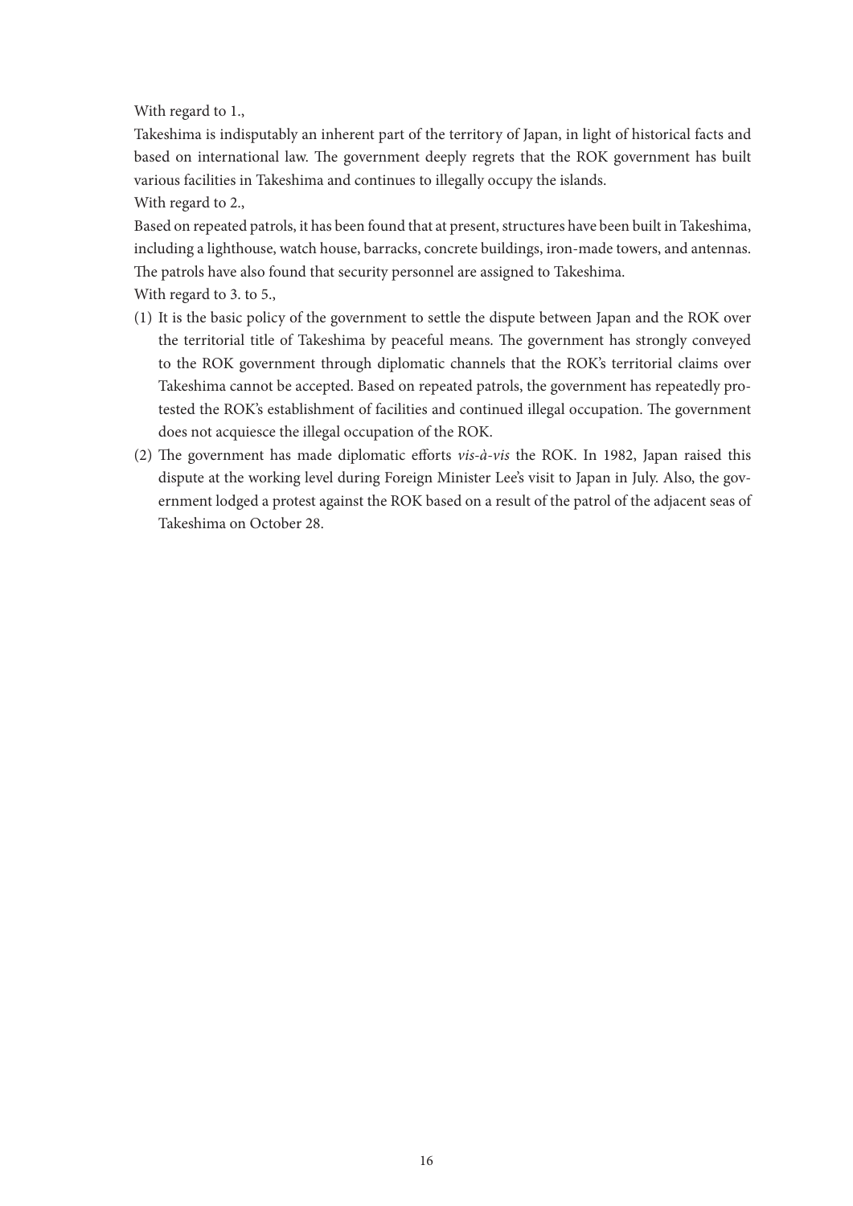With regard to 1.,

Takeshima is indisputably an inherent part of the territory of Japan, in light of historical facts and based on international law. The government deeply regrets that the ROK government has built various facilities in Takeshima and continues to illegally occupy the islands.

With regard to 2.,

Based on repeated patrols, it has been found that at present, structures have been built in Takeshima, including a lighthouse, watch house, barracks, concrete buildings, iron-made towers, and antennas. The patrols have also found that security personnel are assigned to Takeshima.

With regard to 3. to 5.,

(1) It is the basic policy of the government to settle the dispute between Japan and the ROK over the territorial title of Takeshima by peaceful means. The government has strongly conveyed to the ROK government through diplomatic channels that the ROK's territorial claims over Takeshima cannot be accepted. Based on repeated patrols, the government has repeatedly protested the ROK's establishment of facilities and continued illegal occupation. The government does not acquiesce the illegal occupation of the ROK.

(2) The government has made diplomatic efforts *vis-à-vis* the ROK. In 1982, Japan raised this dispute at the working level during Foreign Minister Lee's visit to Japan in July. Also, the government lodged a protest against the ROK based on a result of the patrol of the adjacent seas of Takeshima on October 28.